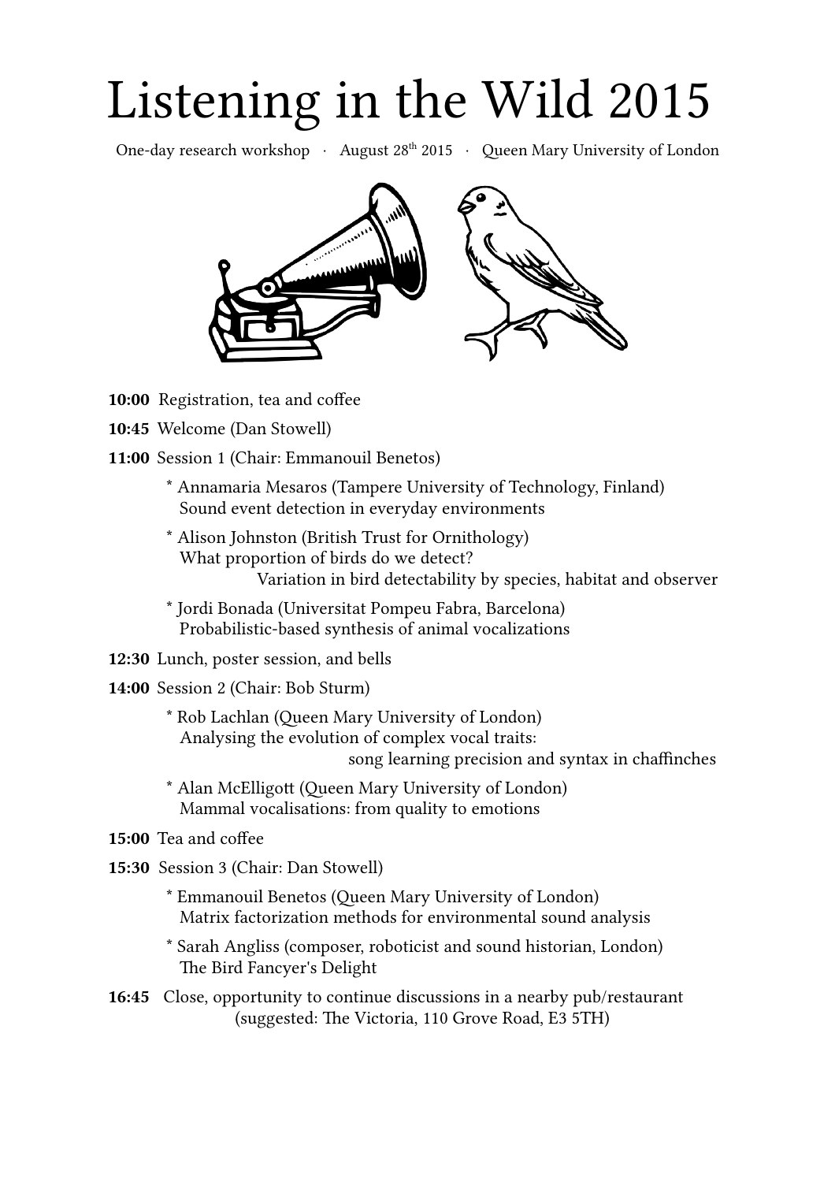# Listening in the Wild 2015

One-day research workshop · August 28th 2015 · Queen Mary University of London

**10:00** Registration, tea and coffee

**10:45** Welcome (Dan Stowell)

**11:00** Session 1 (Chair: Emmanouil Benetos)

- * Annamaria Mesaros (Tampere University of Technology, Finland)
  Sound event detection in everyday environments
- * Alison Johnston (British Trust for Ornithology)
  What proportion of birds do we detect?
  Variation in bird detectability by species, habitat and observer
- * Jordi Bonada (Universitat Pompeu Fabra, Barcelona)
  Probabilistic-based synthesis of animal vocalizations

**12:30** Lunch, poster session, and bells

**14:00** Session 2 (Chair: Bob Sturm)

- * Rob Lachlan (Queen Mary University of London)
  Analysing the evolution of complex vocal traits:
  song learning precision and syntax in chaffinches
- * Alan McElligott (Queen Mary University of London)
  Mammal vocalisations: from quality to emotions

**15:00** Tea and coffee

**15:30** Session 3 (Chair: Dan Stowell)

- * Emmanouil Benetos (Queen Mary University of London)
  Matrix factorization methods for environmental sound analysis
- * Sarah Angliss (composer, roboticist and sound historian, London)
  The Bird Fancyer's Delight

**16:45** Close, opportunity to continue discussions in a nearby pub/restaurant
(suggested: The Victoria, 110 Grove Road, E3 5TH)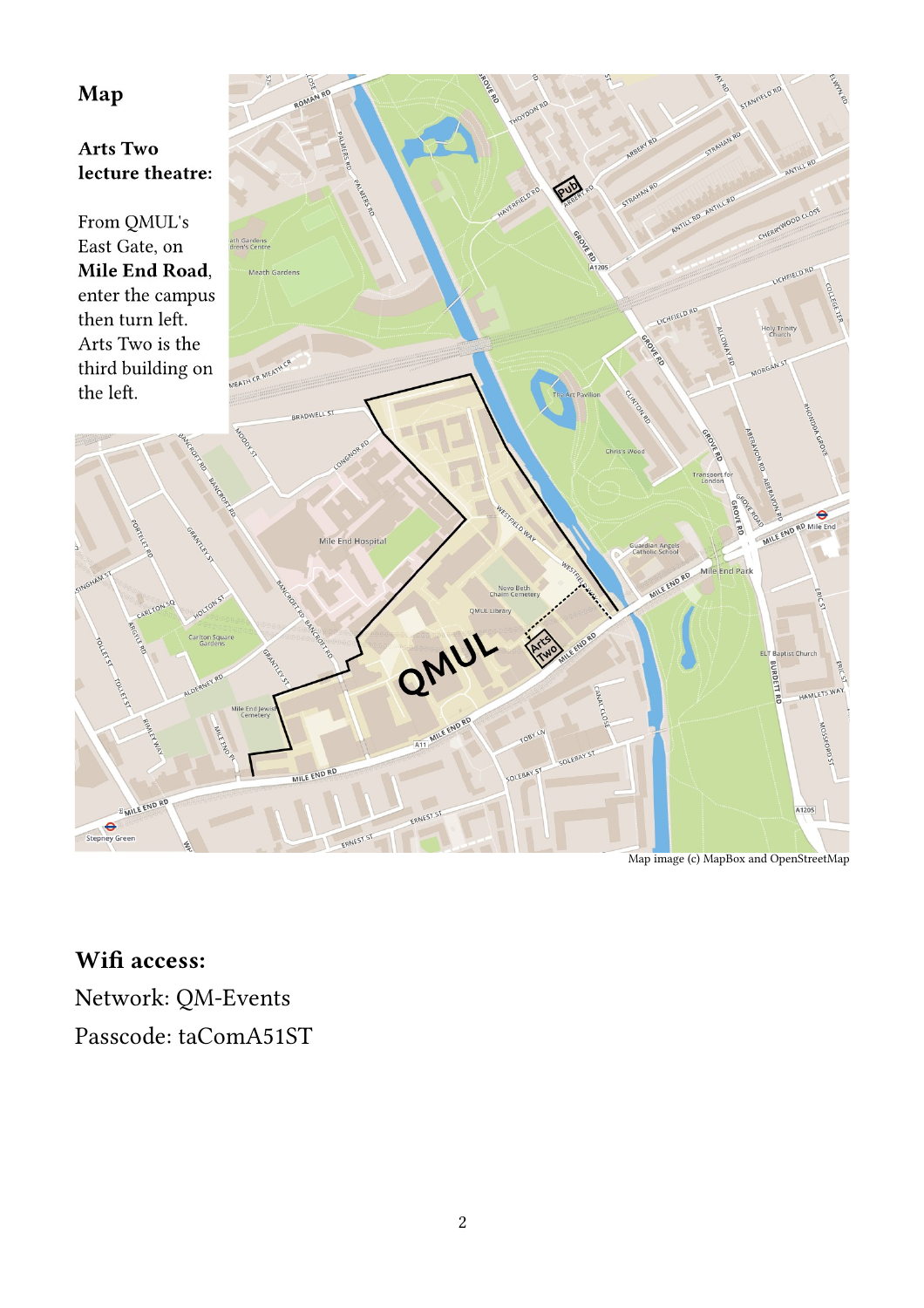## Map

### Arts Two lecture theatre:

From QMUL's East Gate, on **Mile End Road**, enter the campus then turn left. Arts Two is the third building on the left.

Map image (c) MapBox and OpenStreetMap

### Wifi access:

Network: QM-Events

Passcode: taComA51ST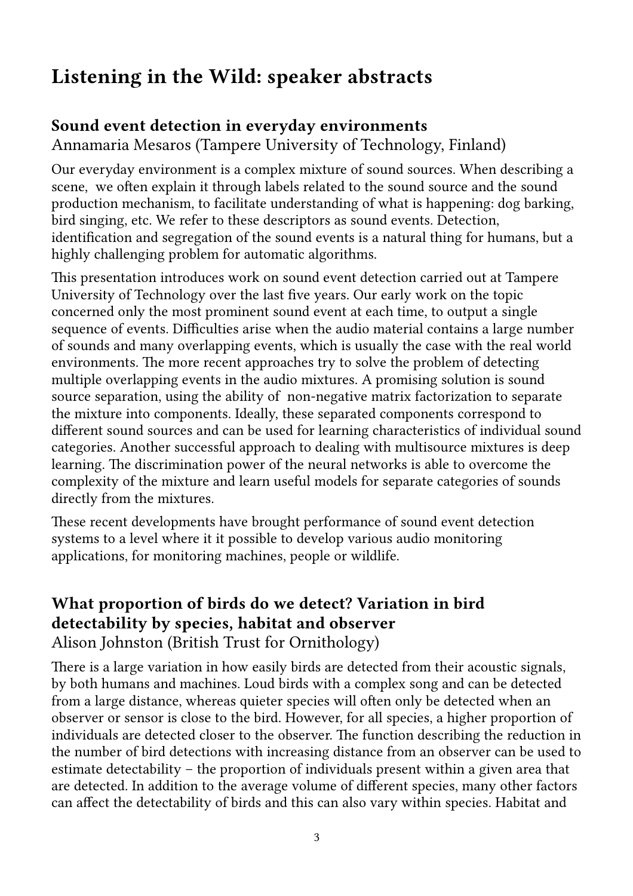# Listening in the Wild: speaker abstracts

## Sound event detection in everyday environments

Annamaria Mesaros (Tampere University of Technology, Finland)

Our everyday environment is a complex mixture of sound sources. When describing a scene, we often explain it through labels related to the sound source and the sound production mechanism, to facilitate understanding of what is happening: dog barking, bird singing, etc. We refer to these descriptors as sound events. Detection, identification and segregation of the sound events is a natural thing for humans, but a highly challenging problem for automatic algorithms.

This presentation introduces work on sound event detection carried out at Tampere University of Technology over the last five years. Our early work on the topic concerned only the most prominent sound event at each time, to output a single sequence of events. Difficulties arise when the audio material contains a large number of sounds and many overlapping events, which is usually the case with the real world environments. The more recent approaches try to solve the problem of detecting multiple overlapping events in the audio mixtures. A promising solution is sound source separation, using the ability of non-negative matrix factorization to separate the mixture into components. Ideally, these separated components correspond to different sound sources and can be used for learning characteristics of individual sound categories. Another successful approach to dealing with multisource mixtures is deep learning. The discrimination power of the neural networks is able to overcome the complexity of the mixture and learn useful models for separate categories of sounds directly from the mixtures.

These recent developments have brought performance of sound event detection systems to a level where it it possible to develop various audio monitoring applications, for monitoring machines, people or wildlife.

## What proportion of birds do we detect? Variation in bird detectability by species, habitat and observer

Alison Johnston (British Trust for Ornithology)

There is a large variation in how easily birds are detected from their acoustic signals, by both humans and machines. Loud birds with a complex song and can be detected from a large distance, whereas quieter species will often only be detected when an observer or sensor is close to the bird. However, for all species, a higher proportion of individuals are detected closer to the observer. The function describing the reduction in the number of bird detections with increasing distance from an observer can be used to estimate detectability – the proportion of individuals present within a given area that are detected. In addition to the average volume of different species, many other factors can affect the detectability of birds and this can also vary within species. Habitat and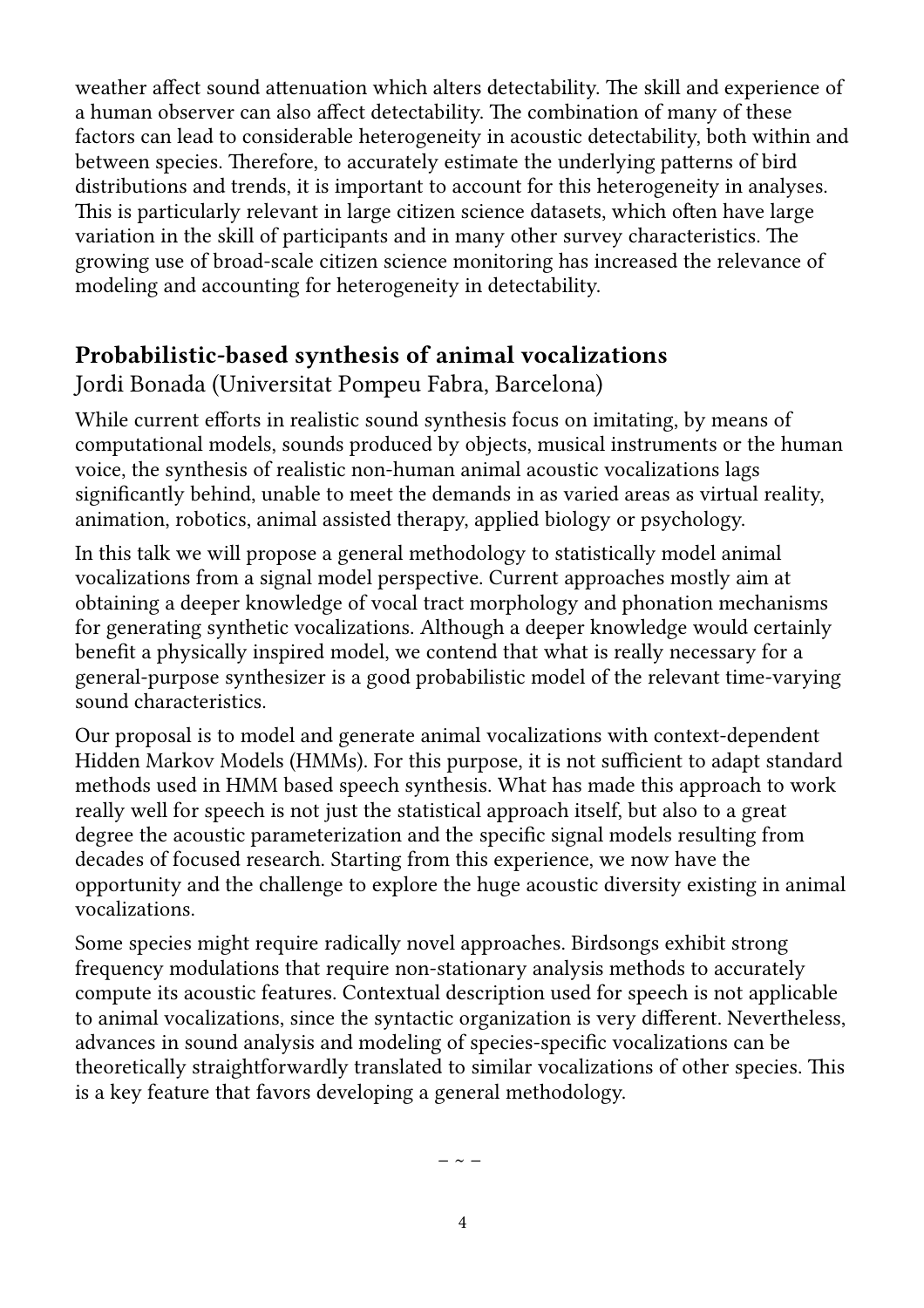weather affect sound attenuation which alters detectability. The skill and experience of a human observer can also affect detectability. The combination of many of these factors can lead to considerable heterogeneity in acoustic detectability, both within and between species. Therefore, to accurately estimate the underlying patterns of bird distributions and trends, it is important to account for this heterogeneity in analyses. This is particularly relevant in large citizen science datasets, which often have large variation in the skill of participants and in many other survey characteristics. The growing use of broad-scale citizen science monitoring has increased the relevance of modeling and accounting for heterogeneity in detectability.

## Probabilistic-based synthesis of animal vocalizations

Jordi Bonada (Universitat Pompeu Fabra, Barcelona)

While current efforts in realistic sound synthesis focus on imitating, by means of computational models, sounds produced by objects, musical instruments or the human voice, the synthesis of realistic non-human animal acoustic vocalizations lags significantly behind, unable to meet the demands in as varied areas as virtual reality, animation, robotics, animal assisted therapy, applied biology or psychology.

In this talk we will propose a general methodology to statistically model animal vocalizations from a signal model perspective. Current approaches mostly aim at obtaining a deeper knowledge of vocal tract morphology and phonation mechanisms for generating synthetic vocalizations. Although a deeper knowledge would certainly benefit a physically inspired model, we contend that what is really necessary for a general-purpose synthesizer is a good probabilistic model of the relevant time-varying sound characteristics.

Our proposal is to model and generate animal vocalizations with context-dependent Hidden Markov Models (HMMs). For this purpose, it is not sufficient to adapt standard methods used in HMM based speech synthesis. What has made this approach to work really well for speech is not just the statistical approach itself, but also to a great degree the acoustic parameterization and the specific signal models resulting from decades of focused research. Starting from this experience, we now have the opportunity and the challenge to explore the huge acoustic diversity existing in animal vocalizations.

Some species might require radically novel approaches. Birdsongs exhibit strong frequency modulations that require non-stationary analysis methods to accurately compute its acoustic features. Contextual description used for speech is not applicable to animal vocalizations, since the syntactic organization is very different. Nevertheless, advances in sound analysis and modeling of species-specific vocalizations can be theoretically straightforwardly translated to similar vocalizations of other species. This is a key feature that favors developing a general methodology.

– ~ –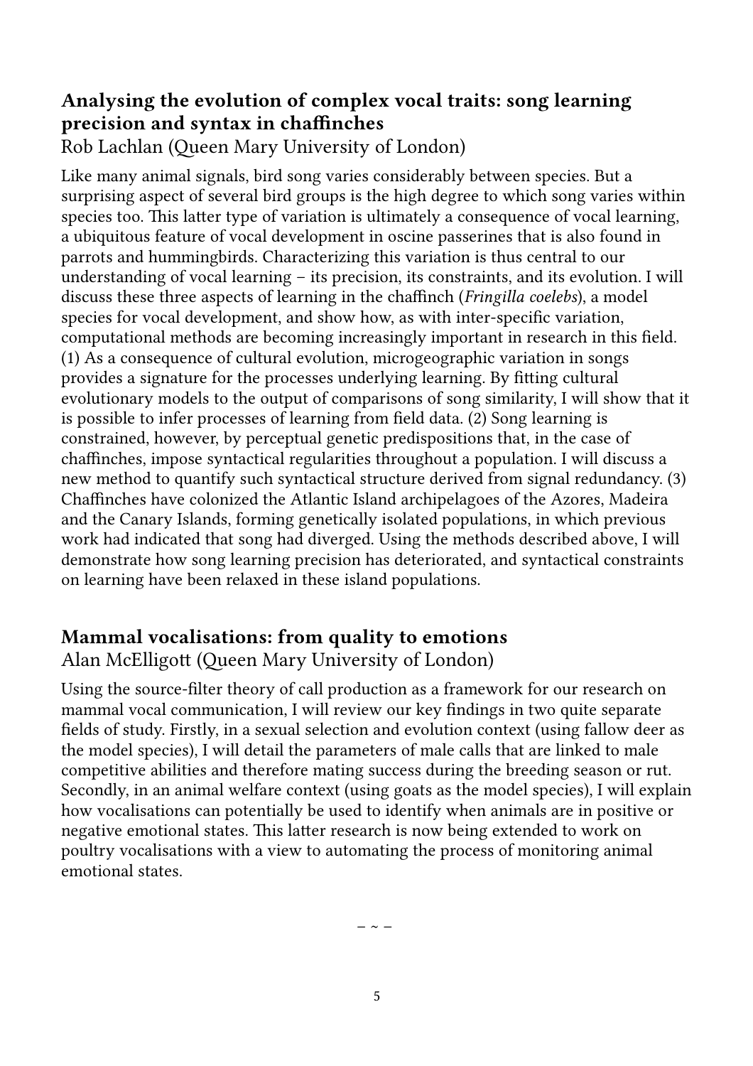## Analysing the evolution of complex vocal traits: song learning precision and syntax in chaffinches

Rob Lachlan (Queen Mary University of London)

Like many animal signals, bird song varies considerably between species. But a surprising aspect of several bird groups is the high degree to which song varies within species too. This latter type of variation is ultimately a consequence of vocal learning, a ubiquitous feature of vocal development in oscine passerines that is also found in parrots and hummingbirds. Characterizing this variation is thus central to our understanding of vocal learning – its precision, its constraints, and its evolution. I will discuss these three aspects of learning in the chaffinch (*Fringilla coelebs*), a model species for vocal development, and show how, as with inter-specific variation, computational methods are becoming increasingly important in research in this field. (1) As a consequence of cultural evolution, microgeographic variation in songs provides a signature for the processes underlying learning. By fitting cultural evolutionary models to the output of comparisons of song similarity, I will show that it is possible to infer processes of learning from field data. (2) Song learning is constrained, however, by perceptual genetic predispositions that, in the case of chaffinches, impose syntactical regularities throughout a population. I will discuss a new method to quantify such syntactical structure derived from signal redundancy. (3) Chaffinches have colonized the Atlantic Island archipelagoes of the Azores, Madeira and the Canary Islands, forming genetically isolated populations, in which previous work had indicated that song had diverged. Using the methods described above, I will demonstrate how song learning precision has deteriorated, and syntactical constraints on learning have been relaxed in these island populations.

## Mammal vocalisations: from quality to emotions

Alan McElligott (Queen Mary University of London)

Using the source-filter theory of call production as a framework for our research on mammal vocal communication, I will review our key findings in two quite separate fields of study. Firstly, in a sexual selection and evolution context (using fallow deer as the model species), I will detail the parameters of male calls that are linked to male competitive abilities and therefore mating success during the breeding season or rut. Secondly, in an animal welfare context (using goats as the model species), I will explain how vocalisations can potentially be used to identify when animals are in positive or negative emotional states. This latter research is now being extended to work on poultry vocalisations with a view to automating the process of monitoring animal emotional states.

– ~ –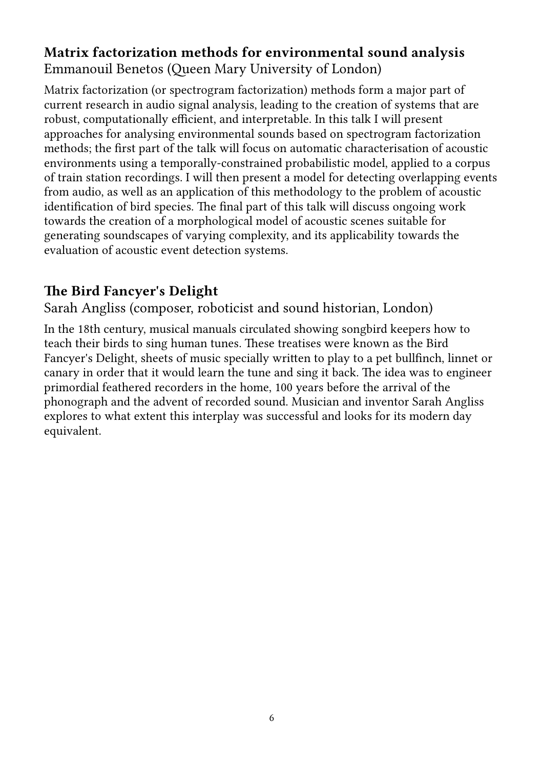## Matrix factorization methods for environmental sound analysis

Emmanouil Benetos (Queen Mary University of London)

Matrix factorization (or spectrogram factorization) methods form a major part of current research in audio signal analysis, leading to the creation of systems that are robust, computationally efficient, and interpretable. In this talk I will present approaches for analysing environmental sounds based on spectrogram factorization methods; the first part of the talk will focus on automatic characterisation of acoustic environments using a temporally-constrained probabilistic model, applied to a corpus of train station recordings. I will then present a model for detecting overlapping events from audio, as well as an application of this methodology to the problem of acoustic identification of bird species. The final part of this talk will discuss ongoing work towards the creation of a morphological model of acoustic scenes suitable for generating soundscapes of varying complexity, and its applicability towards the evaluation of acoustic event detection systems.

## The Bird Fancyer's Delight

Sarah Angliss (composer, roboticist and sound historian, London)

In the 18th century, musical manuals circulated showing songbird keepers how to teach their birds to sing human tunes. These treatises were known as the Bird Fancyer's Delight, sheets of music specially written to play to a pet bullfinch, linnet or canary in order that it would learn the tune and sing it back. The idea was to engineer primordial feathered recorders in the home, 100 years before the arrival of the phonograph and the advent of recorded sound. Musician and inventor Sarah Angliss explores to what extent this interplay was successful and looks for its modern day equivalent.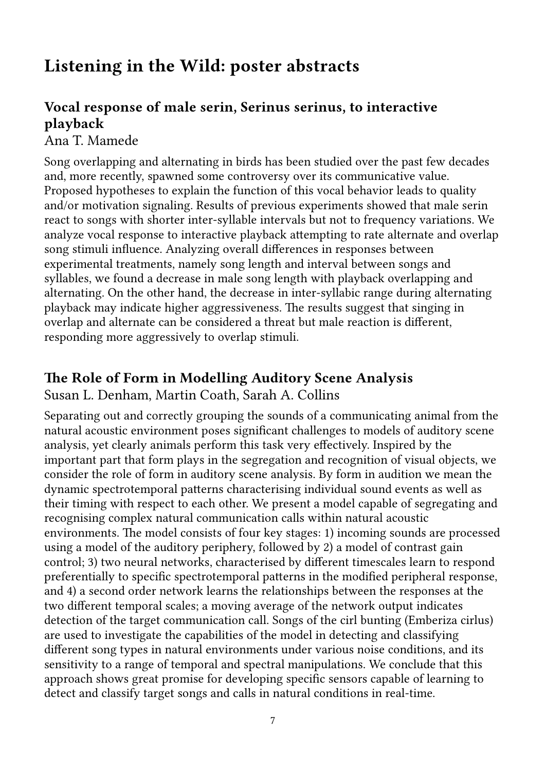# Listening in the Wild: poster abstracts

## Vocal response of male serin, Serinus serinus, to interactive playback

Ana T. Mamede

Song overlapping and alternating in birds has been studied over the past few decades and, more recently, spawned some controversy over its communicative value. Proposed hypotheses to explain the function of this vocal behavior leads to quality and/or motivation signaling. Results of previous experiments showed that male serin react to songs with shorter inter-syllable intervals but not to frequency variations. We analyze vocal response to interactive playback attempting to rate alternate and overlap song stimuli influence. Analyzing overall differences in responses between experimental treatments, namely song length and interval between songs and syllables, we found a decrease in male song length with playback overlapping and alternating. On the other hand, the decrease in inter-syllabic range during alternating playback may indicate higher aggressiveness. The results suggest that singing in overlap and alternate can be considered a threat but male reaction is different, responding more aggressively to overlap stimuli.

## The Role of Form in Modelling Auditory Scene Analysis

Susan L. Denham, Martin Coath, Sarah A. Collins

Separating out and correctly grouping the sounds of a communicating animal from the natural acoustic environment poses significant challenges to models of auditory scene analysis, yet clearly animals perform this task very effectively. Inspired by the important part that form plays in the segregation and recognition of visual objects, we consider the role of form in auditory scene analysis. By form in audition we mean the dynamic spectrotemporal patterns characterising individual sound events as well as their timing with respect to each other. We present a model capable of segregating and recognising complex natural communication calls within natural acoustic environments. The model consists of four key stages: 1) incoming sounds are processed using a model of the auditory periphery, followed by 2) a model of contrast gain control; 3) two neural networks, characterised by different timescales learn to respond preferentially to specific spectrotemporal patterns in the modified peripheral response, and 4) a second order network learns the relationships between the responses at the two different temporal scales; a moving average of the network output indicates detection of the target communication call. Songs of the cirl bunting (Emberiza cirlus) are used to investigate the capabilities of the model in detecting and classifying different song types in natural environments under various noise conditions, and its sensitivity to a range of temporal and spectral manipulations. We conclude that this approach shows great promise for developing specific sensors capable of learning to detect and classify target songs and calls in natural conditions in real-time.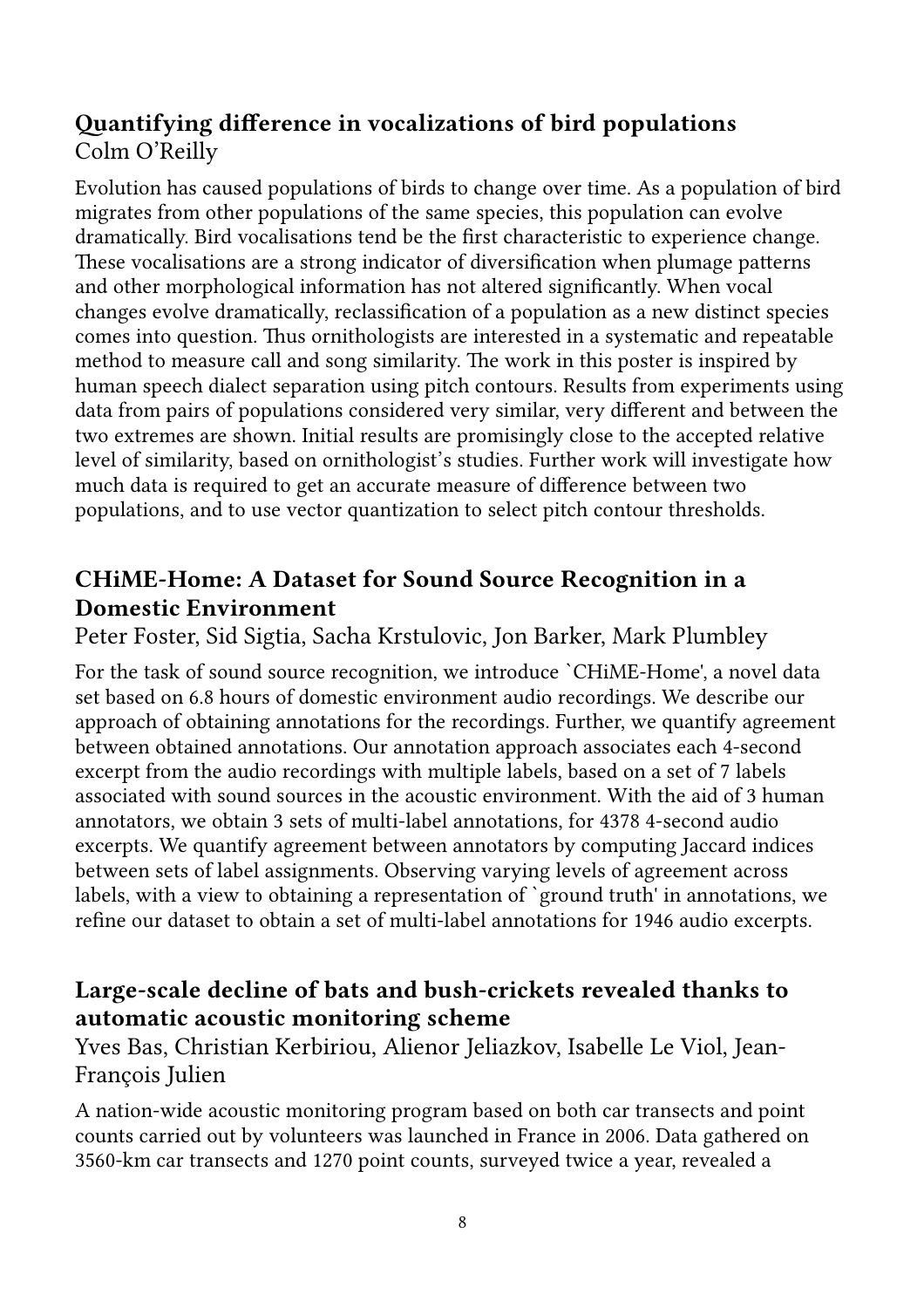## Quantifying difference in vocalizations of bird populations

Colm O'Reilly

Evolution has caused populations of birds to change over time. As a population of bird migrates from other populations of the same species, this population can evolve dramatically. Bird vocalisations tend be the first characteristic to experience change. These vocalisations are a strong indicator of diversification when plumage patterns and other morphological information has not altered significantly. When vocal changes evolve dramatically, reclassification of a population as a new distinct species comes into question. Thus ornithologists are interested in a systematic and repeatable method to measure call and song similarity. The work in this poster is inspired by human speech dialect separation using pitch contours. Results from experiments using data from pairs of populations considered very similar, very different and between the two extremes are shown. Initial results are promisingly close to the accepted relative level of similarity, based on ornithologist's studies. Further work will investigate how much data is required to get an accurate measure of difference between two populations, and to use vector quantization to select pitch contour thresholds.

## CHiME-Home: A Dataset for Sound Source Recognition in a Domestic Environment

Peter Foster, Sid Sigtia, Sacha Krstulovic, Jon Barker, Mark Plumbley

For the task of sound source recognition, we introduce `CHiME-Home', a novel data set based on 6.8 hours of domestic environment audio recordings. We describe our approach of obtaining annotations for the recordings. Further, we quantify agreement between obtained annotations. Our annotation approach associates each 4-second excerpt from the audio recordings with multiple labels, based on a set of 7 labels associated with sound sources in the acoustic environment. With the aid of 3 human annotators, we obtain 3 sets of multi-label annotations, for 4378 4-second audio excerpts. We quantify agreement between annotators by computing Jaccard indices between sets of label assignments. Observing varying levels of agreement across labels, with a view to obtaining a representation of `ground truth' in annotations, we refine our dataset to obtain a set of multi-label annotations for 1946 audio excerpts.

## Large-scale decline of bats and bush-crickets revealed thanks to automatic acoustic monitoring scheme

Yves Bas, Christian Kerbiriou, Alienor Jeliazkov, Isabelle Le Viol, Jean-François Julien

A nation-wide acoustic monitoring program based on both car transects and point counts carried out by volunteers was launched in France in 2006. Data gathered on 3560-km car transects and 1270 point counts, surveyed twice a year, revealed a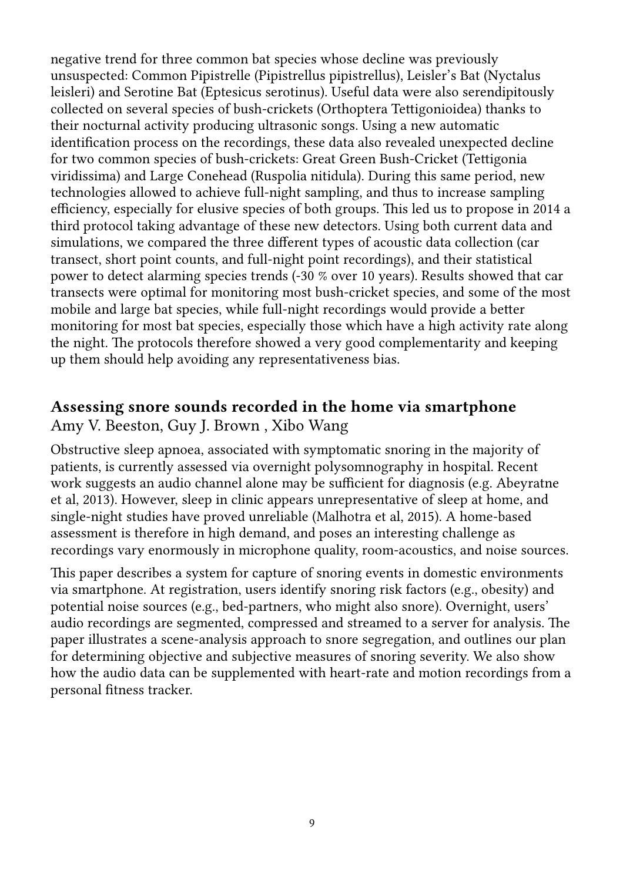negative trend for three common bat species whose decline was previously unsuspected: Common Pipistrelle (Pipistrellus pipistrellus), Leisler's Bat (Nyctalus leisleri) and Serotine Bat (Eptesicus serotinus). Useful data were also serendipitously collected on several species of bush-crickets (Orthoptera Tettigonioidea) thanks to their nocturnal activity producing ultrasonic songs. Using a new automatic identification process on the recordings, these data also revealed unexpected decline for two common species of bush-crickets: Great Green Bush-Cricket (Tettigonia viridissima) and Large Conehead (Ruspolia nitidula). During this same period, new technologies allowed to achieve full-night sampling, and thus to increase sampling efficiency, especially for elusive species of both groups. This led us to propose in 2014 a third protocol taking advantage of these new detectors. Using both current data and simulations, we compared the three different types of acoustic data collection (car transect, short point counts, and full-night point recordings), and their statistical power to detect alarming species trends (-30 % over 10 years). Results showed that car transects were optimal for monitoring most bush-cricket species, and some of the most mobile and large bat species, while full-night recordings would provide a better monitoring for most bat species, especially those which have a high activity rate along the night. The protocols therefore showed a very good complementarity and keeping up them should help avoiding any representativeness bias.

## Assessing snore sounds recorded in the home via smartphone

Amy V. Beeston, Guy J. Brown , Xibo Wang

Obstructive sleep apnoea, associated with symptomatic snoring in the majority of patients, is currently assessed via overnight polysomnography in hospital. Recent work suggests an audio channel alone may be sufficient for diagnosis (e.g. Abeyratne et al, 2013). However, sleep in clinic appears unrepresentative of sleep at home, and single-night studies have proved unreliable (Malhotra et al, 2015). A home-based assessment is therefore in high demand, and poses an interesting challenge as recordings vary enormously in microphone quality, room-acoustics, and noise sources.

This paper describes a system for capture of snoring events in domestic environments via smartphone. At registration, users identify snoring risk factors (e.g., obesity) and potential noise sources (e.g., bed-partners, who might also snore). Overnight, users' audio recordings are segmented, compressed and streamed to a server for analysis. The paper illustrates a scene-analysis approach to snore segregation, and outlines our plan for determining objective and subjective measures of snoring severity. We also show how the audio data can be supplemented with heart-rate and motion recordings from a personal fitness tracker.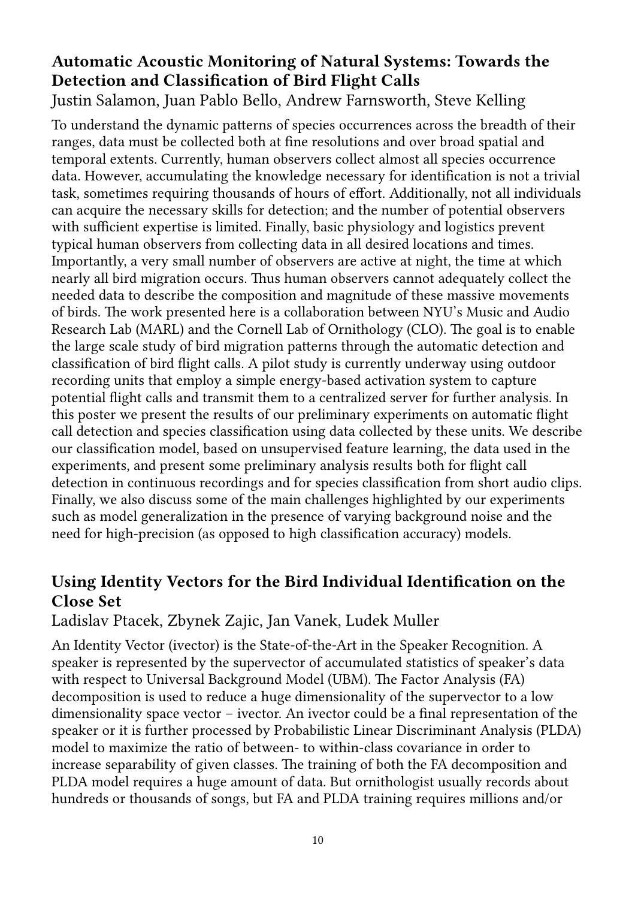## Automatic Acoustic Monitoring of Natural Systems: Towards the Detection and Classification of Bird Flight Calls

Justin Salamon, Juan Pablo Bello, Andrew Farnsworth, Steve Kelling

To understand the dynamic patterns of species occurrences across the breadth of their ranges, data must be collected both at fine resolutions and over broad spatial and temporal extents. Currently, human observers collect almost all species occurrence data. However, accumulating the knowledge necessary for identification is not a trivial task, sometimes requiring thousands of hours of effort. Additionally, not all individuals can acquire the necessary skills for detection; and the number of potential observers with sufficient expertise is limited. Finally, basic physiology and logistics prevent typical human observers from collecting data in all desired locations and times. Importantly, a very small number of observers are active at night, the time at which nearly all bird migration occurs. Thus human observers cannot adequately collect the needed data to describe the composition and magnitude of these massive movements of birds. The work presented here is a collaboration between NYU's Music and Audio Research Lab (MARL) and the Cornell Lab of Ornithology (CLO). The goal is to enable the large scale study of bird migration patterns through the automatic detection and classification of bird flight calls. A pilot study is currently underway using outdoor recording units that employ a simple energy-based activation system to capture potential flight calls and transmit them to a centralized server for further analysis. In this poster we present the results of our preliminary experiments on automatic flight call detection and species classification using data collected by these units. We describe our classification model, based on unsupervised feature learning, the data used in the experiments, and present some preliminary analysis results both for flight call detection in continuous recordings and for species classification from short audio clips. Finally, we also discuss some of the main challenges highlighted by our experiments such as model generalization in the presence of varying background noise and the need for high-precision (as opposed to high classification accuracy) models.

## Using Identity Vectors for the Bird Individual Identification on the Close Set

Ladislav Ptacek, Zbynek Zajic, Jan Vanek, Ludek Muller

An Identity Vector (ivector) is the State-of-the-Art in the Speaker Recognition. A speaker is represented by the supervector of accumulated statistics of speaker's data with respect to Universal Background Model (UBM). The Factor Analysis (FA) decomposition is used to reduce a huge dimensionality of the supervector to a low dimensionality space vector – ivector. An ivector could be a final representation of the speaker or it is further processed by Probabilistic Linear Discriminant Analysis (PLDA) model to maximize the ratio of between- to within-class covariance in order to increase separability of given classes. The training of both the FA decomposition and PLDA model requires a huge amount of data. But ornithologist usually records about hundreds or thousands of songs, but FA and PLDA training requires millions and/or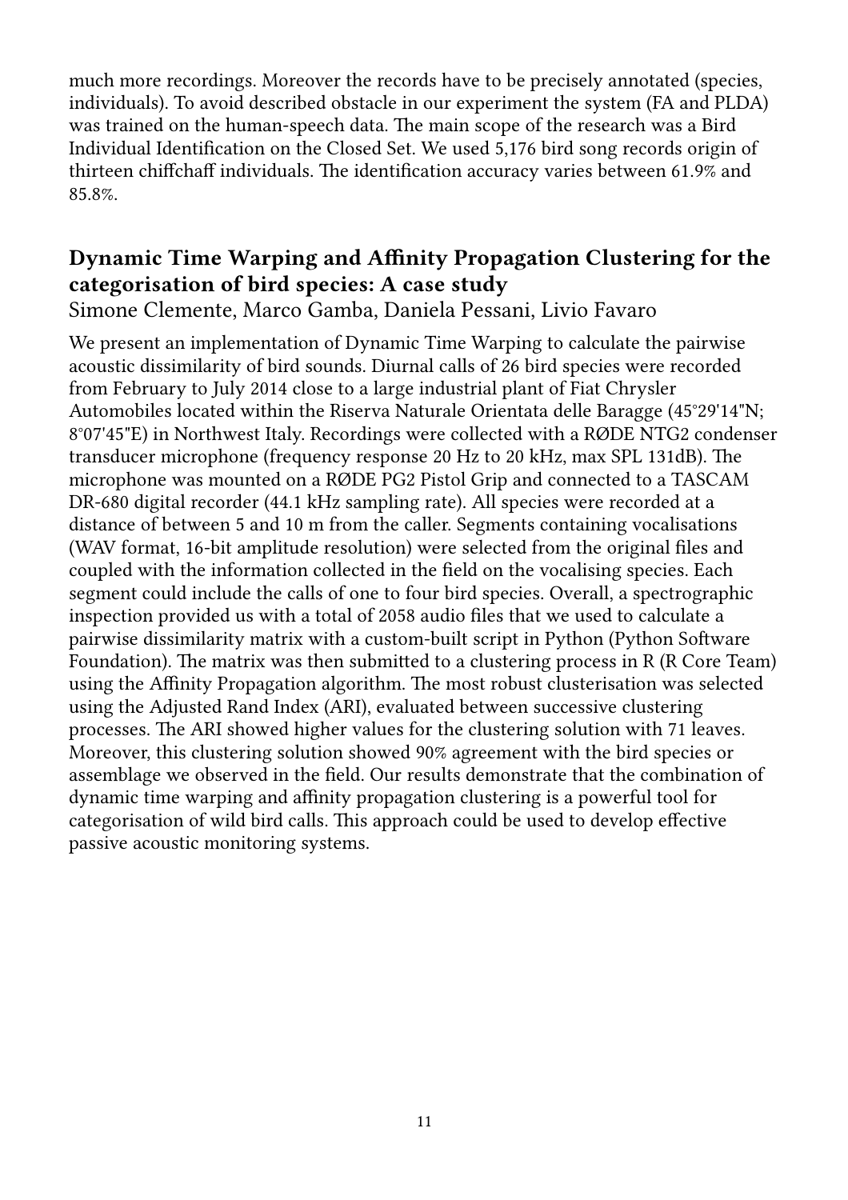much more recordings. Moreover the records have to be precisely annotated (species, individuals). To avoid described obstacle in our experiment the system (FA and PLDA) was trained on the human-speech data. The main scope of the research was a Bird Individual Identification on the Closed Set. We used 5,176 bird song records origin of thirteen chiffchaff individuals. The identification accuracy varies between 61.9% and 85.8%.

## Dynamic Time Warping and Affinity Propagation Clustering for the categorisation of bird species: A case study

Simone Clemente, Marco Gamba, Daniela Pessani, Livio Favaro

We present an implementation of Dynamic Time Warping to calculate the pairwise acoustic dissimilarity of bird sounds. Diurnal calls of 26 bird species were recorded from February to July 2014 close to a large industrial plant of Fiat Chrysler Automobiles located within the Riserva Naturale Orientata delle Baragge (45°29'14"N; 8°07'45"E) in Northwest Italy. Recordings were collected with a RØDE NTG2 condenser transducer microphone (frequency response 20 Hz to 20 kHz, max SPL 131dB). The microphone was mounted on a RØDE PG2 Pistol Grip and connected to a TASCAM DR-680 digital recorder (44.1 kHz sampling rate). All species were recorded at a distance of between 5 and 10 m from the caller. Segments containing vocalisations (WAV format, 16-bit amplitude resolution) were selected from the original files and coupled with the information collected in the field on the vocalising species. Each segment could include the calls of one to four bird species. Overall, a spectrographic inspection provided us with a total of 2058 audio files that we used to calculate a pairwise dissimilarity matrix with a custom-built script in Python (Python Software Foundation). The matrix was then submitted to a clustering process in R (R Core Team) using the Affinity Propagation algorithm. The most robust clusterisation was selected using the Adjusted Rand Index (ARI), evaluated between successive clustering processes. The ARI showed higher values for the clustering solution with 71 leaves. Moreover, this clustering solution showed 90% agreement with the bird species or assemblage we observed in the field. Our results demonstrate that the combination of dynamic time warping and affinity propagation clustering is a powerful tool for categorisation of wild bird calls. This approach could be used to develop effective passive acoustic monitoring systems.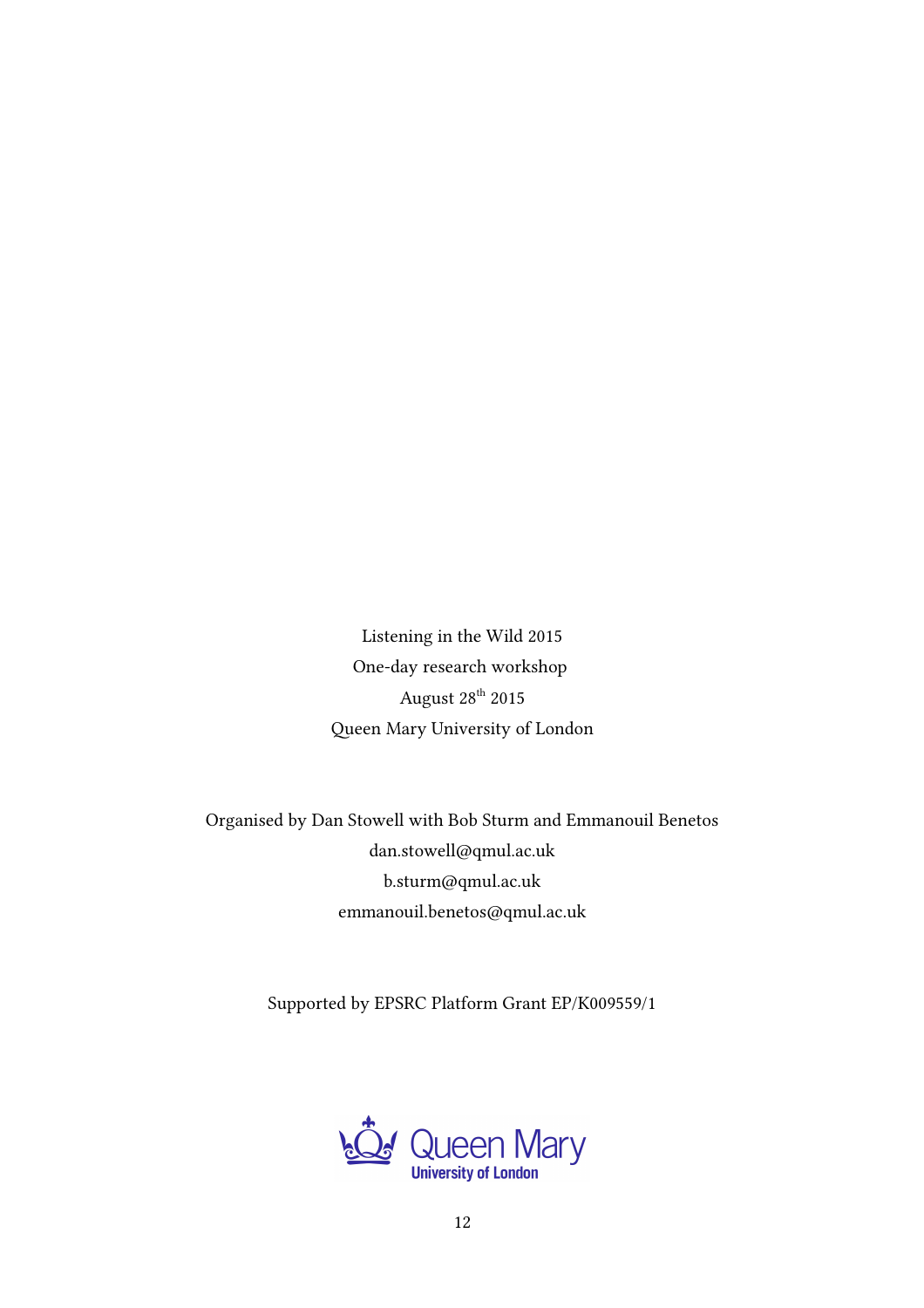Listening in the Wild 2015

One-day research workshop

August 28th 2015

Queen Mary University of London

Organised by Dan Stowell with Bob Sturm and Emmanouil Benetos

dan.stowell@qmul.ac.uk

b.sturm@qmul.ac.uk

emmanouil.benetos@qmul.ac.uk

Supported by EPSRC Platform Grant EP/K009559/1

Queen Mary University of London